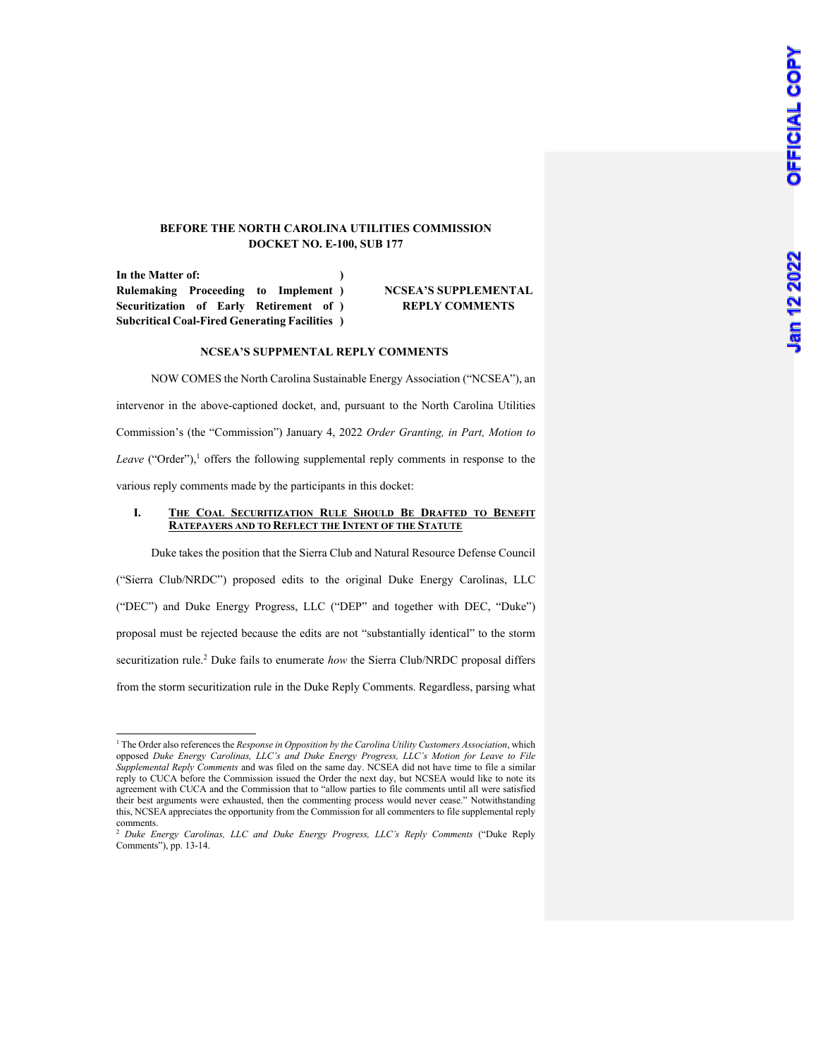**BEFORE THE NORTH CAROLINA UTILITIES COMMISSION**
**DOCKET NO. E-100, SUB 177**

| | |
|---|---|
| **In the Matter of:** **Rulemaking Proceeding to Implement Securitization of Early Retirement of Subcritical Coal-Fired Generating Facilities** | **NCSEA'S SUPPLEMENTAL REPLY COMMENTS** |

**NCSEA'S SUPPMENTAL REPLY COMMENTS**

NOW COMES the North Carolina Sustainable Energy Association ("NCSEA"), an intervenor in the above-captioned docket, and, pursuant to the North Carolina Utilities Commission's (the "Commission") January 4, 2022 *Order Granting, in Part, Motion to Leave* ("Order"),[1] offers the following supplemental reply comments in response to the various reply comments made by the participants in this docket:

## I. THE COAL SECURITIZATION RULE SHOULD BE DRAFTED TO BENEFIT RATEPAYERS AND TO REFLECT THE INTENT OF THE STATUTE

Duke takes the position that the Sierra Club and Natural Resource Defense Council ("Sierra Club/NRDC") proposed edits to the original Duke Energy Carolinas, LLC ("DEC") and Duke Energy Progress, LLC ("DEP" and together with DEC, "Duke") proposal must be rejected because the edits are not "substantially identical" to the storm securitization rule.[2] Duke fails to enumerate *how* the Sierra Club/NRDC proposal differs from the storm securitization rule in the Duke Reply Comments. Regardless, parsing what

---

[1] The Order also references the *Response in Opposition by the Carolina Utility Customers Association*, which opposed *Duke Energy Carolinas, LLC's and Duke Energy Progress, LLC's Motion for Leave to File Supplemental Reply Comments* and was filed on the same day. NCSEA did not have time to file a similar reply to CUCA before the Commission issued the Order the next day, but NCSEA would like to note its agreement with CUCA and the Commission that to "allow parties to file comments until all were satisfied their best arguments were exhausted, then the commenting process would never cease." Notwithstanding this, NCSEA appreciates the opportunity from the Commission for all commenters to file supplemental reply comments.

[2] *Duke Energy Carolinas, LLC and Duke Energy Progress, LLC's Reply Comments* ("Duke Reply Comments"), pp. 13-14.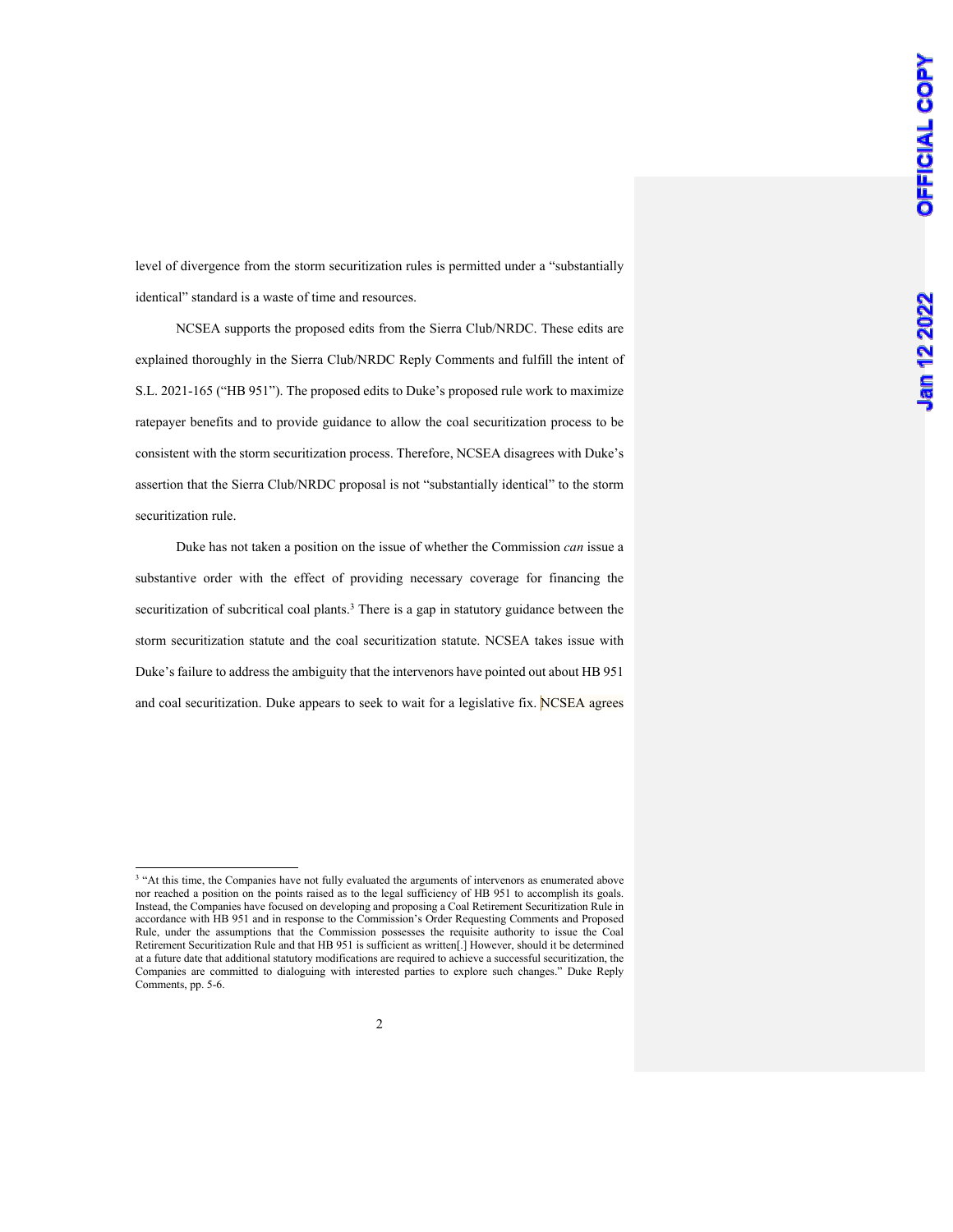level of divergence from the storm securitization rules is permitted under a "substantially identical" standard is a waste of time and resources.

NCSEA supports the proposed edits from the Sierra Club/NRDC. These edits are explained thoroughly in the Sierra Club/NRDC Reply Comments and fulfill the intent of S.L. 2021-165 ("HB 951"). The proposed edits to Duke's proposed rule work to maximize ratepayer benefits and to provide guidance to allow the coal securitization process to be consistent with the storm securitization process. Therefore, NCSEA disagrees with Duke's assertion that the Sierra Club/NRDC proposal is not "substantially identical" to the storm securitization rule.

Duke has not taken a position on the issue of whether the Commission *can* issue a substantive order with the effect of providing necessary coverage for financing the securitization of subcritical coal plants.[3] There is a gap in statutory guidance between the storm securitization statute and the coal securitization statute. NCSEA takes issue with Duke's failure to address the ambiguity that the intervenors have pointed out about HB 951 and coal securitization. Duke appears to seek to wait for a legislative fix. NCSEA agrees

---

[3] "At this time, the Companies have not fully evaluated the arguments of intervenors as enumerated above nor reached a position on the points raised as to the legal sufficiency of HB 951 to accomplish its goals. Instead, the Companies have focused on developing and proposing a Coal Retirement Securitization Rule in accordance with HB 951 and in response to the Commission's Order Requesting Comments and Proposed Rule, under the assumptions that the Commission possesses the requisite authority to issue the Coal Retirement Securitization Rule and that HB 951 is sufficient as written[.] However, should it be determined at a future date that additional statutory modifications are required to achieve a successful securitization, the Companies are committed to dialoguing with interested parties to explore such changes." Duke Reply Comments, pp. 5-6.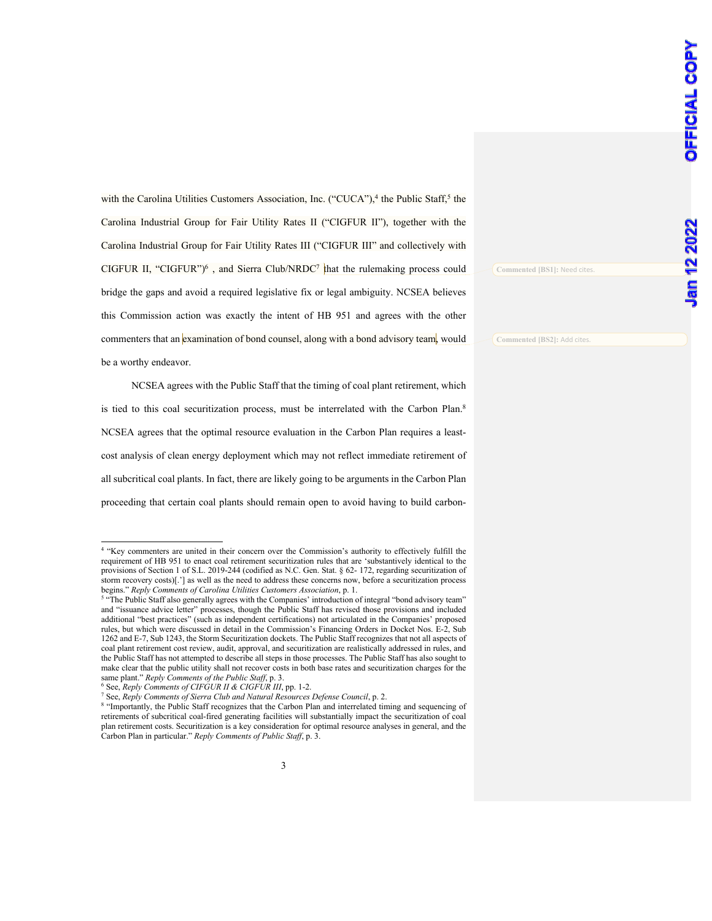with the Carolina Utilities Customers Association, Inc. ("CUCA"),[4] the Public Staff,[5] the Carolina Industrial Group for Fair Utility Rates II ("CIGFUR II"), together with the Carolina Industrial Group for Fair Utility Rates III ("CIGFUR III" and collectively with CIGFUR II, "CIGFUR")[6] , and Sierra Club/NRDC[7] that the rulemaking process could bridge the gaps and avoid a required legislative fix or legal ambiguity. NCSEA believes this Commission action was exactly the intent of HB 951 and agrees with the other commenters that an examination of bond counsel, along with a bond advisory team, would be a worthy endeavor.

NCSEA agrees with the Public Staff that the timing of coal plant retirement, which is tied to this coal securitization process, must be interrelated with the Carbon Plan.[8] NCSEA agrees that the optimal resource evaluation in the Carbon Plan requires a least-cost analysis of clean energy deployment which may not reflect immediate retirement of all subcritical coal plants. In fact, there are likely going to be arguments in the Carbon Plan proceeding that certain coal plants should remain open to avoid having to build carbon-

Commented [BS1]: Need cites.

Commented [BS2]: Add cites.

---

[4] "Key commenters are united in their concern over the Commission's authority to effectively fulfill the requirement of HB 951 to enact coal retirement securitization rules that are 'substantively identical to the provisions of Section 1 of S.L. 2019-244 (codified as N.C. Gen. Stat. § 62- 172, regarding securitization of storm recovery costs)[.'] as well as the need to address these concerns now, before a securitization process begins." *Reply Comments of Carolina Utilities Customers Association*, p. 1.

[5] "The Public Staff also generally agrees with the Companies' introduction of integral "bond advisory team" and "issuance advice letter" processes, though the Public Staff has revised those provisions and included additional "best practices" (such as independent certifications) not articulated in the Companies' proposed rules, but which were discussed in detail in the Commission's Financing Orders in Docket Nos. E-2, Sub 1262 and E-7, Sub 1243, the Storm Securitization dockets. The Public Staff recognizes that not all aspects of coal plant retirement cost review, audit, approval, and securitization are realistically addressed in rules, and the Public Staff has not attempted to describe all steps in those processes. The Public Staff has also sought to make clear that the public utility shall not recover costs in both base rates and securitization charges for the same plant." *Reply Comments of the Public Staff*, p. 3.

[6] See, *Reply Comments of CIFGUR II & CIGFUR III*, pp. 1-2.

[7] See, *Reply Comments of Sierra Club and Natural Resources Defense Council*, p. 2.

[8] "Importantly, the Public Staff recognizes that the Carbon Plan and interrelated timing and sequencing of retirements of subcritical coal-fired generating facilities will substantially impact the securitization of coal plan retirement costs. Securitization is a key consideration for optimal resource analyses in general, and the Carbon Plan in particular." *Reply Comments of Public Staff*, p. 3.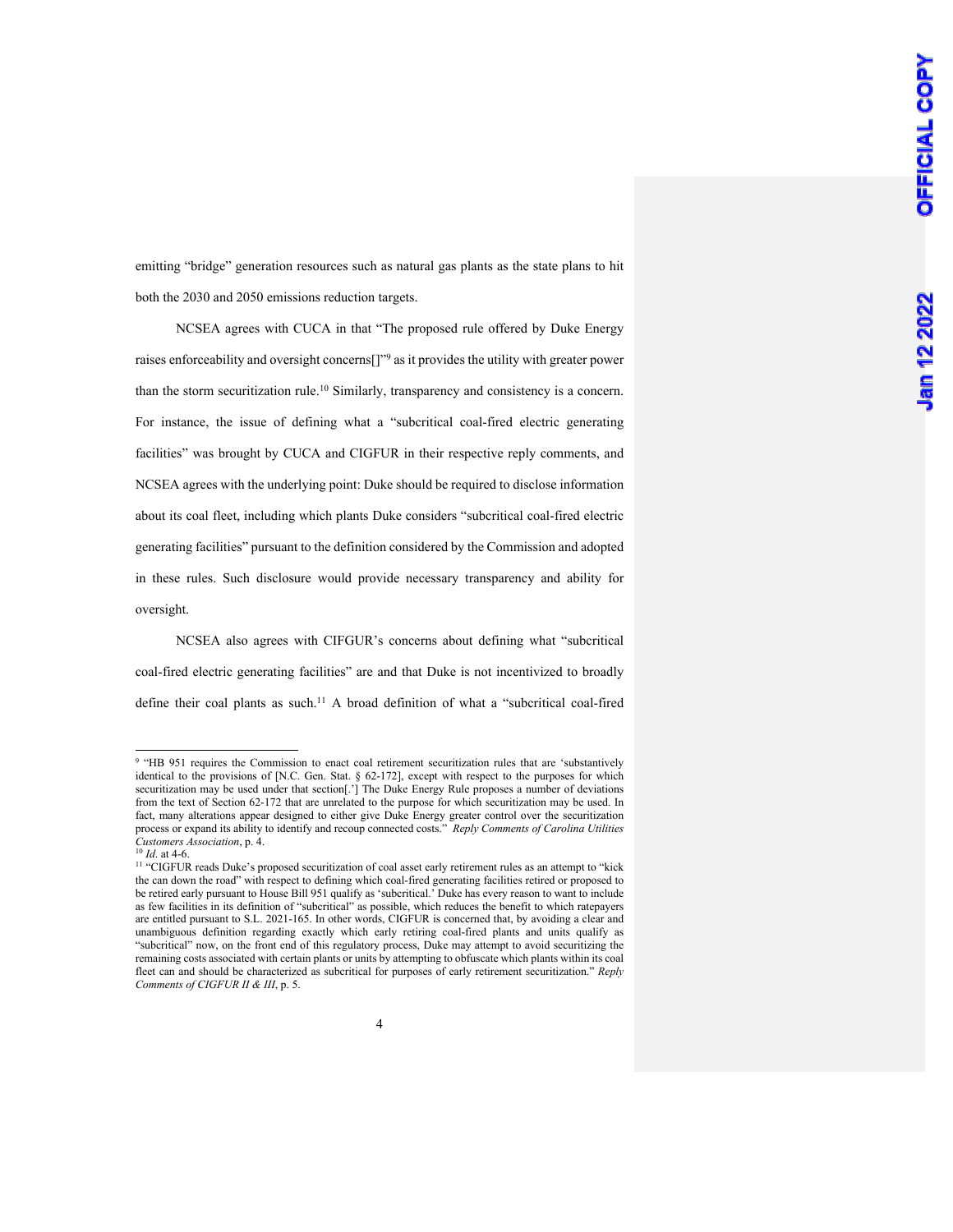emitting "bridge" generation resources such as natural gas plants as the state plans to hit both the 2030 and 2050 emissions reduction targets.

NCSEA agrees with CUCA in that "The proposed rule offered by Duke Energy raises enforceability and oversight concerns[]"[9] as it provides the utility with greater power than the storm securitization rule.[10] Similarly, transparency and consistency is a concern. For instance, the issue of defining what a "subcritical coal-fired electric generating facilities" was brought by CUCA and CIGFUR in their respective reply comments, and NCSEA agrees with the underlying point: Duke should be required to disclose information about its coal fleet, including which plants Duke considers "subcritical coal-fired electric generating facilities" pursuant to the definition considered by the Commission and adopted in these rules. Such disclosure would provide necessary transparency and ability for oversight.

NCSEA also agrees with CIFGUR's concerns about defining what "subcritical coal-fired electric generating facilities" are and that Duke is not incentivized to broadly define their coal plants as such.[11] A broad definition of what a "subcritical coal-fired

---

[9] "HB 951 requires the Commission to enact coal retirement securitization rules that are 'substantively identical to the provisions of [N.C. Gen. Stat. § 62-172], except with respect to the purposes for which securitization may be used under that section[.'] The Duke Energy Rule proposes a number of deviations from the text of Section 62-172 that are unrelated to the purpose for which securitization may be used. In fact, many alterations appear designed to either give Duke Energy greater control over the securitization process or expand its ability to identify and recoup connected costs." *Reply Comments of Carolina Utilities Customers Association*, p. 4.

[10] *Id*. at 4-6.

[11] "CIGFUR reads Duke's proposed securitization of coal asset early retirement rules as an attempt to "kick the can down the road" with respect to defining which coal-fired generating facilities retired or proposed to be retired early pursuant to House Bill 951 qualify as 'subcritical.' Duke has every reason to want to include as few facilities in its definition of "subcritical" as possible, which reduces the benefit to which ratepayers are entitled pursuant to S.L. 2021-165. In other words, CIGFUR is concerned that, by avoiding a clear and unambiguous definition regarding exactly which early retiring coal-fired plants and units qualify as "subcritical" now, on the front end of this regulatory process, Duke may attempt to avoid securitizing the remaining costs associated with certain plants or units by attempting to obfuscate which plants within its coal fleet can and should be characterized as subcritical for purposes of early retirement securitization." *Reply Comments of CIGFUR II & III*, p. 5.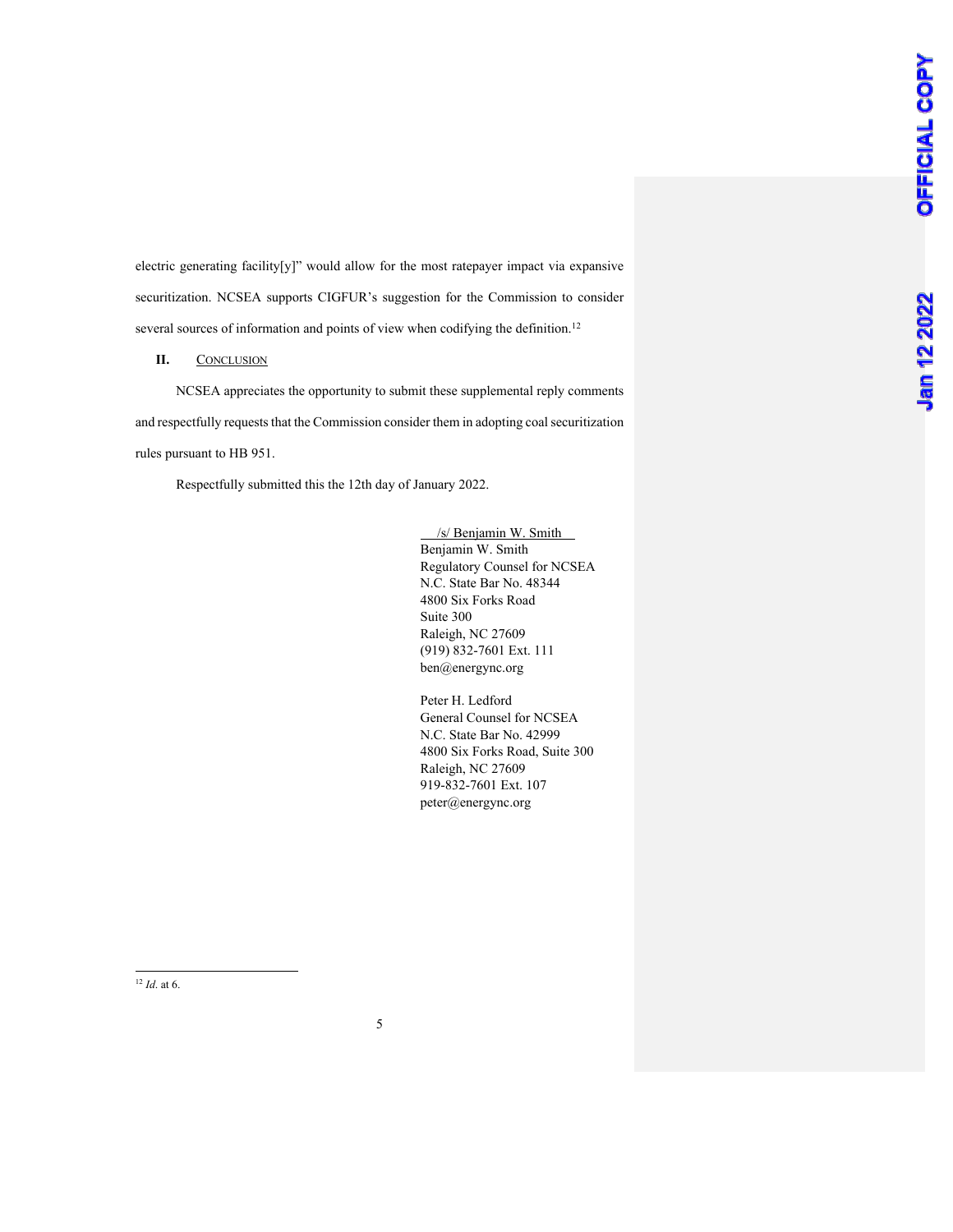electric generating facility[y]" would allow for the most ratepayer impact via expansive securitization. NCSEA supports CIGFUR's suggestion for the Commission to consider several sources of information and points of view when codifying the definition.[12]

## II. CONCLUSION

NCSEA appreciates the opportunity to submit these supplemental reply comments and respectfully requests that the Commission consider them in adopting coal securitization rules pursuant to HB 951.

Respectfully submitted this the 12th day of January 2022.

/s/ Benjamin W. Smith
Benjamin W. Smith
Regulatory Counsel for NCSEA
N.C. State Bar No. 48344
4800 Six Forks Road
Suite 300
Raleigh, NC 27609
(919) 832-7601 Ext. 111
ben@energync.org

Peter H. Ledford
General Counsel for NCSEA
N.C. State Bar No. 42999
4800 Six Forks Road, Suite 300
Raleigh, NC 27609
919-832-7601 Ext. 107
peter@energync.org

---

[12] *Id.* at 6.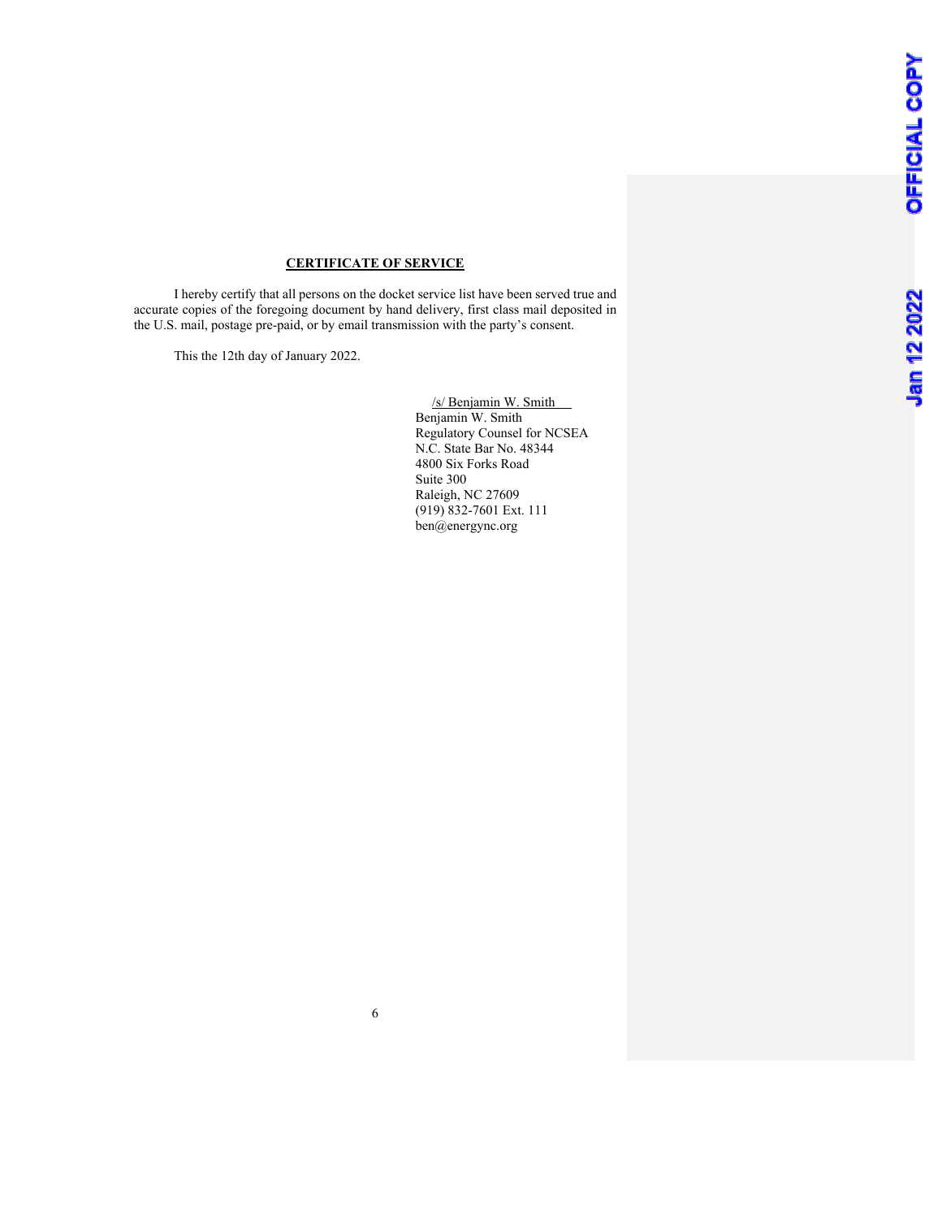**CERTIFICATE OF SERVICE**

I hereby certify that all persons on the docket service list have been served true and accurate copies of the foregoing document by hand delivery, first class mail deposited in the U.S. mail, postage pre-paid, or by email transmission with the party's consent.

This the 12th day of January 2022.

/s/ Benjamin W. Smith
Benjamin W. Smith
Regulatory Counsel for NCSEA
N.C. State Bar No. 48344
4800 Six Forks Road
Suite 300
Raleigh, NC 27609
(919) 832-7601 Ext. 111
ben@energync.org